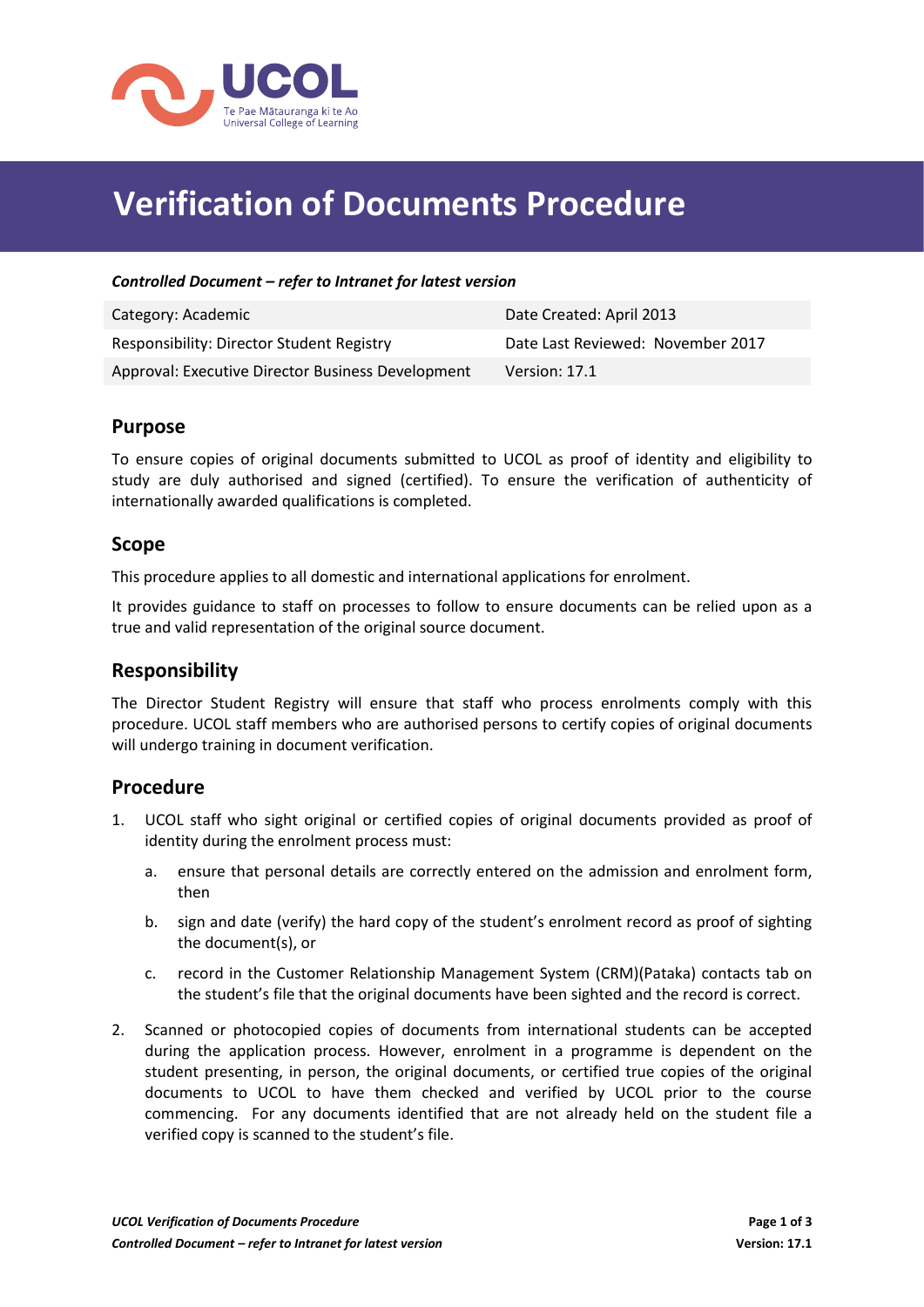# Verification of Documents Procedure

***Controlled Document – refer to Intranet for latest version***

| Category: Academic | Date Created: April 2013 |
|---|---|
| Responsibility: Director Student Registry | Date Last Reviewed: November 2017 |
| Approval: Executive Director Business Development | Version: 17.1 |

## Purpose

To ensure copies of original documents submitted to UCOL as proof of identity and eligibility to study are duly authorised and signed (certified). To ensure the verification of authenticity of internationally awarded qualifications is completed.

## Scope

This procedure applies to all domestic and international applications for enrolment.

It provides guidance to staff on processes to follow to ensure documents can be relied upon as a true and valid representation of the original source document.

## Responsibility

The Director Student Registry will ensure that staff who process enrolments comply with this procedure. UCOL staff members who are authorised persons to certify copies of original documents will undergo training in document verification.

## Procedure

1. UCOL staff who sight original or certified copies of original documents provided as proof of identity during the enrolment process must:
   a. ensure that personal details are correctly entered on the admission and enrolment form, then
   b. sign and date (verify) the hard copy of the student's enrolment record as proof of sighting the document(s), or
   c. record in the Customer Relationship Management System (CRM)(Pataka) contacts tab on the student's file that the original documents have been sighted and the record is correct.
2. Scanned or photocopied copies of documents from international students can be accepted during the application process. However, enrolment in a programme is dependent on the student presenting, in person, the original documents, or certified true copies of the original documents to UCOL to have them checked and verified by UCOL prior to the course commencing. For any documents identified that are not already held on the student file a verified copy is scanned to the student's file.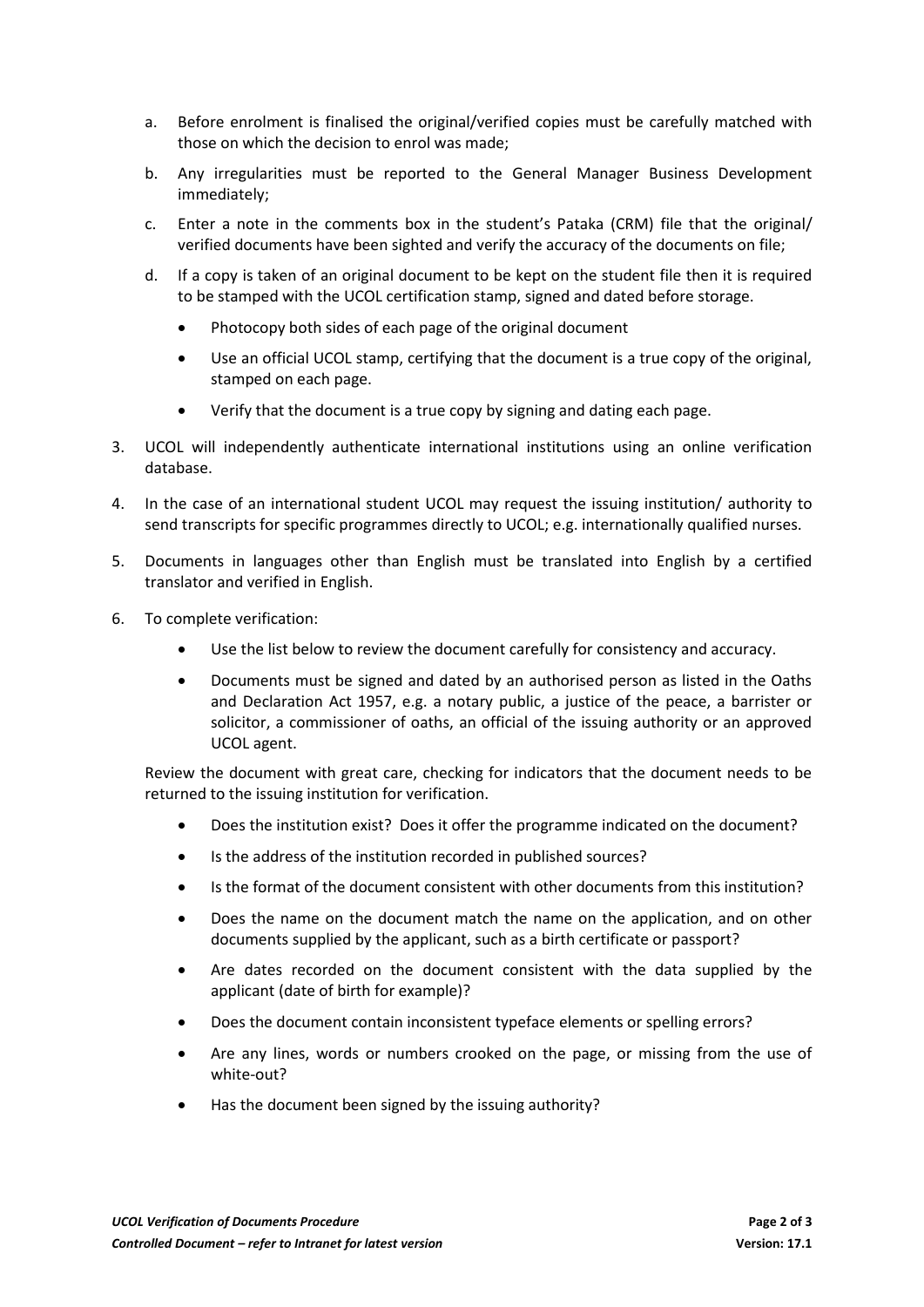a. Before enrolment is finalised the original/verified copies must be carefully matched with those on which the decision to enrol was made;

b. Any irregularities must be reported to the General Manager Business Development immediately;

c. Enter a note in the comments box in the student's Pataka (CRM) file that the original/ verified documents have been sighted and verify the accuracy of the documents on file;

d. If a copy is taken of an original document to be kept on the student file then it is required to be stamped with the UCOL certification stamp, signed and dated before storage.

   - Photocopy both sides of each page of the original document
   - Use an official UCOL stamp, certifying that the document is a true copy of the original, stamped on each page.
   - Verify that the document is a true copy by signing and dating each page.

3. UCOL will independently authenticate international institutions using an online verification database.

4. In the case of an international student UCOL may request the issuing institution/ authority to send transcripts for specific programmes directly to UCOL; e.g. internationally qualified nurses.

5. Documents in languages other than English must be translated into English by a certified translator and verified in English.

6. To complete verification:

   - Use the list below to review the document carefully for consistency and accuracy.
   - Documents must be signed and dated by an authorised person as listed in the Oaths and Declaration Act 1957, e.g. a notary public, a justice of the peace, a barrister or solicitor, a commissioner of oaths, an official of the issuing authority or an approved UCOL agent.

   Review the document with great care, checking for indicators that the document needs to be returned to the issuing institution for verification.

   - Does the institution exist? Does it offer the programme indicated on the document?
   - Is the address of the institution recorded in published sources?
   - Is the format of the document consistent with other documents from this institution?
   - Does the name on the document match the name on the application, and on other documents supplied by the applicant, such as a birth certificate or passport?
   - Are dates recorded on the document consistent with the data supplied by the applicant (date of birth for example)?
   - Does the document contain inconsistent typeface elements or spelling errors?
   - Are any lines, words or numbers crooked on the page, or missing from the use of white-out?
   - Has the document been signed by the issuing authority?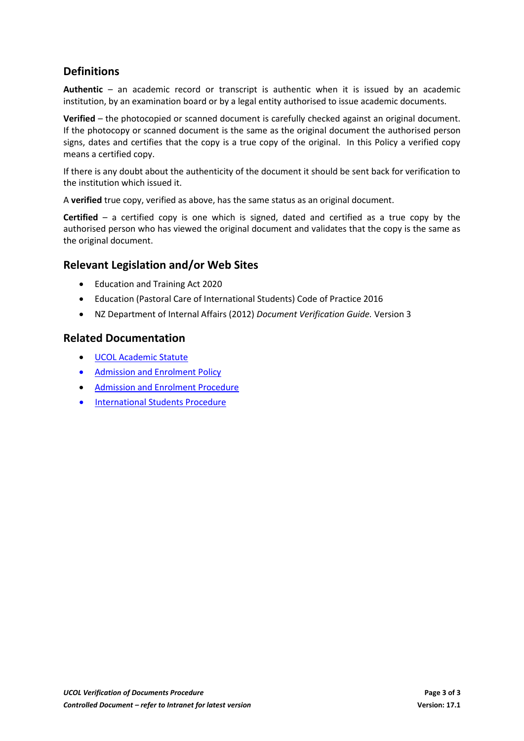## Definitions

**Authentic** – an academic record or transcript is authentic when it is issued by an academic institution, by an examination board or by a legal entity authorised to issue academic documents.

**Verified** – the photocopied or scanned document is carefully checked against an original document. If the photocopy or scanned document is the same as the original document the authorised person signs, dates and certifies that the copy is a true copy of the original. In this Policy a verified copy means a certified copy.

If there is any doubt about the authenticity of the document it should be sent back for verification to the institution which issued it.

A **verified** true copy, verified as above, has the same status as an original document.

**Certified** – a certified copy is one which is signed, dated and certified as a true copy by the authorised person who has viewed the original document and validates that the copy is the same as the original document.

## Relevant Legislation and/or Web Sites

- Education and Training Act 2020
- Education (Pastoral Care of International Students) Code of Practice 2016
- NZ Department of Internal Affairs (2012) *Document Verification Guide.* Version 3

## Related Documentation

- UCOL Academic Statute
- Admission and Enrolment Policy
- Admission and Enrolment Procedure
- International Students Procedure